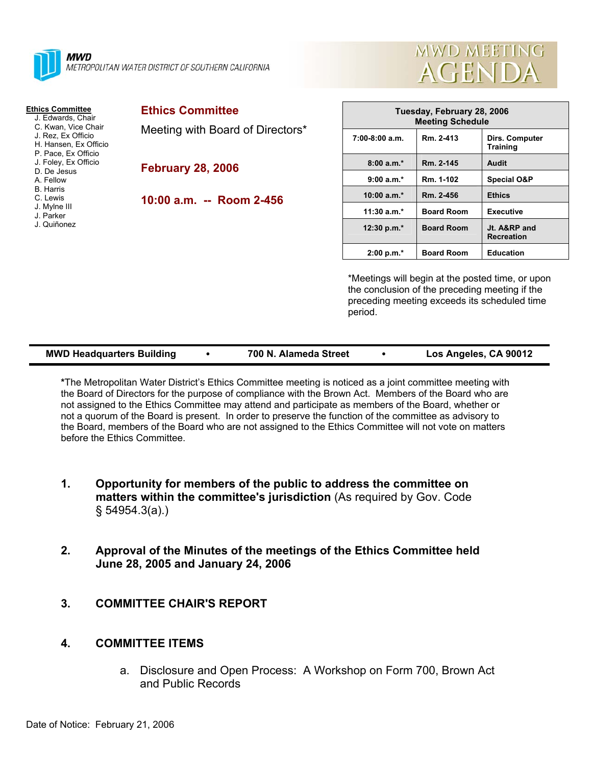**MWD**
METROPOLITAN WATER DISTRICT OF SOUTHERN CALIFORNIA

# MWD MEETING AGENDA

**Ethics Committee**
J. Edwards, Chair
C. Kwan, Vice Chair
J. Rez, Ex Officio
H. Hansen, Ex Officio
P. Pace, Ex Officio
J. Foley, Ex Officio
D. De Jesus
A. Fellow
B. Harris
C. Lewis
J. Mylne III
J. Parker
J. Quiñonez

## Ethics Committee

Meeting with Board of Directors*

**February 28, 2006**

**10:00 a.m. -- Room 2-456**

| Tuesday, February 28, 2006 Meeting Schedule | | |
|---|---|---|
| 7:00-8:00 a.m. | Rm. 2-413 | Dirs. Computer Training |
| 8:00 a.m.* | Rm. 2-145 | Audit |
| 9:00 a.m.* | Rm. 1-102 | Special O&P |
| 10:00 a.m.* | Rm. 2-456 | Ethics |
| 11:30 a.m.* | Board Room | Executive |
| 12:30 p.m.* | Board Room | Jt. A&RP and Recreation |
| 2:00 p.m.* | Board Room | Education |

*Meetings will begin at the posted time, or upon the conclusion of the preceding meeting if the preceding meeting exceeds its scheduled time period.

**MWD Headquarters Building • 700 N. Alameda Street • Los Angeles, CA 90012**

**\***The Metropolitan Water District's Ethics Committee meeting is noticed as a joint committee meeting with the Board of Directors for the purpose of compliance with the Brown Act. Members of the Board who are not assigned to the Ethics Committee may attend and participate as members of the Board, whether or not a quorum of the Board is present. In order to preserve the function of the committee as advisory to the Board, members of the Board who are not assigned to the Ethics Committee will not vote on matters before the Ethics Committee.

1. **Opportunity for members of the public to address the committee on matters within the committee's jurisdiction** (As required by Gov. Code § 54954.3(a).)

2. **Approval of the Minutes of the meetings of the Ethics Committee held June 28, 2005 and January 24, 2006**

3. **COMMITTEE CHAIR'S REPORT**

4. **COMMITTEE ITEMS**

   a. Disclosure and Open Process: A Workshop on Form 700, Brown Act and Public Records

Date of Notice: February 21, 2006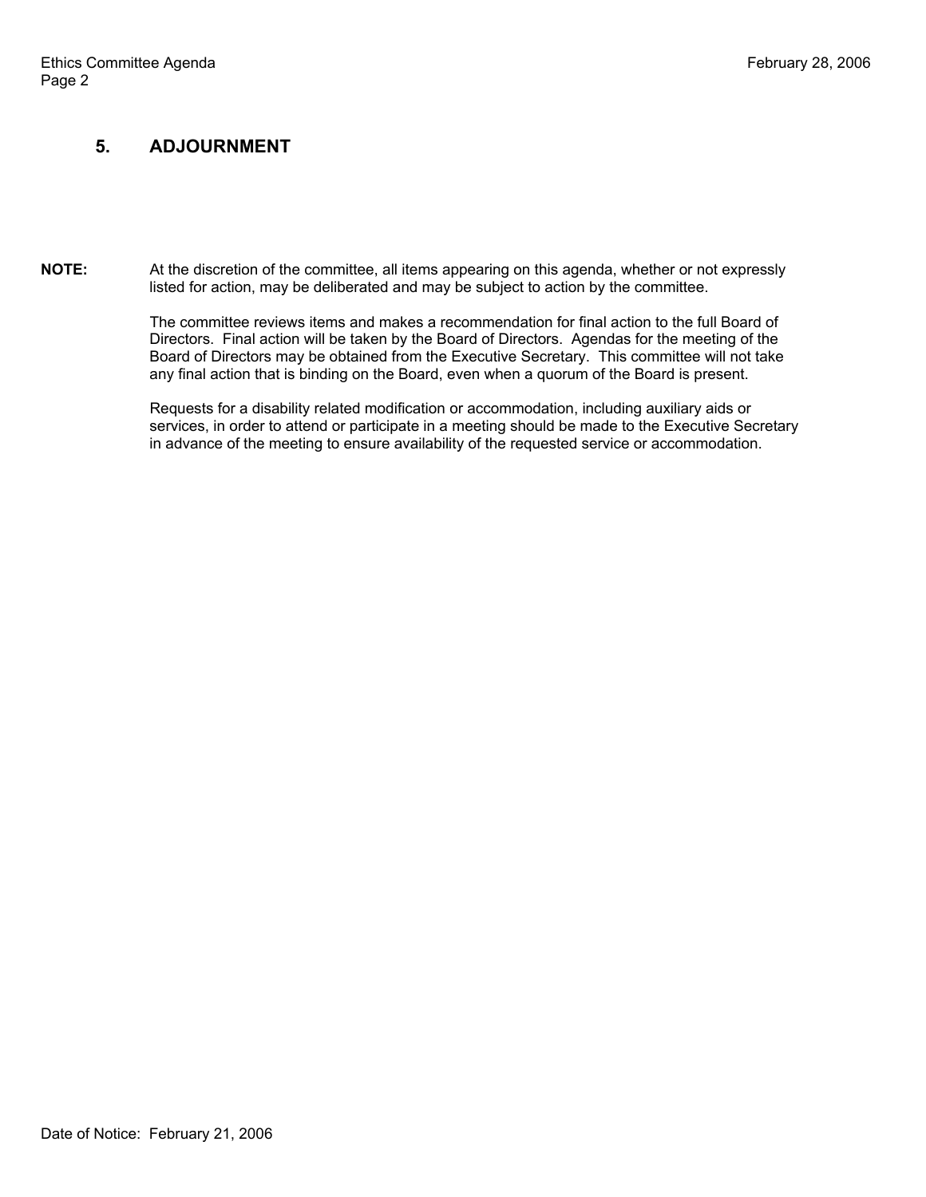## 5. ADJOURNMENT

**NOTE:** At the discretion of the committee, all items appearing on this agenda, whether or not expressly listed for action, may be deliberated and may be subject to action by the committee.

The committee reviews items and makes a recommendation for final action to the full Board of Directors. Final action will be taken by the Board of Directors. Agendas for the meeting of the Board of Directors may be obtained from the Executive Secretary. This committee will not take any final action that is binding on the Board, even when a quorum of the Board is present.

Requests for a disability related modification or accommodation, including auxiliary aids or services, in order to attend or participate in a meeting should be made to the Executive Secretary in advance of the meeting to ensure availability of the requested service or accommodation.

Date of Notice: February 21, 2006